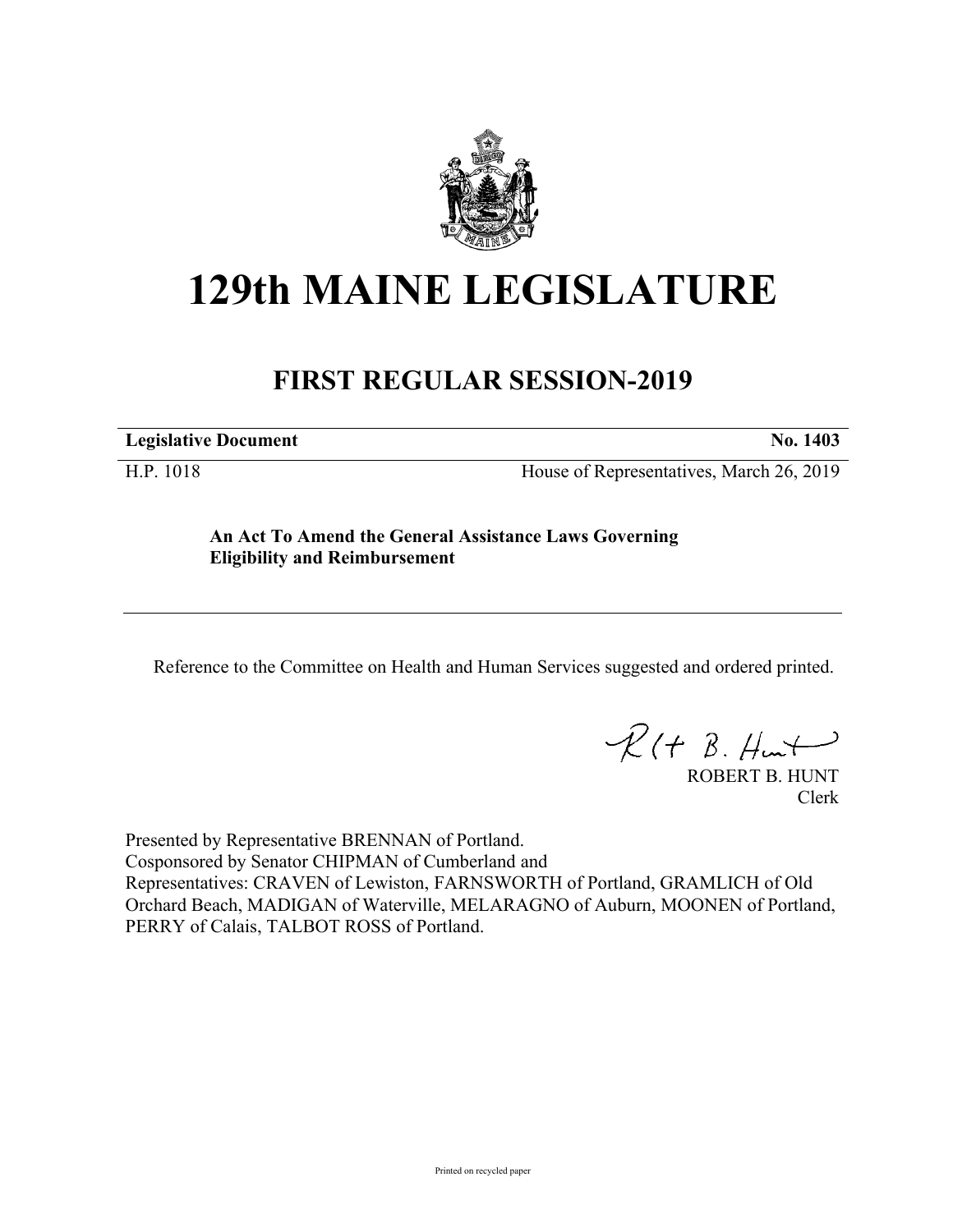# 129th MAINE LEGISLATURE

## FIRST REGULAR SESSION-2019

**Legislative Document** **No. 1403**

H.P. 1018 House of Representatives, March 26, 2019

**An Act To Amend the General Assistance Laws Governing Eligibility and Reimbursement**

Reference to the Committee on Health and Human Services suggested and ordered printed.

ROBERT B. HUNT
Clerk

Presented by Representative BRENNAN of Portland.
Cosponsored by Senator CHIPMAN of Cumberland and
Representatives: CRAVEN of Lewiston, FARNSWORTH of Portland, GRAMLICH of Old Orchard Beach, MADIGAN of Waterville, MELARAGNO of Auburn, MOONEN of Portland, PERRY of Calais, TALBOT ROSS of Portland.

Printed on recycled paper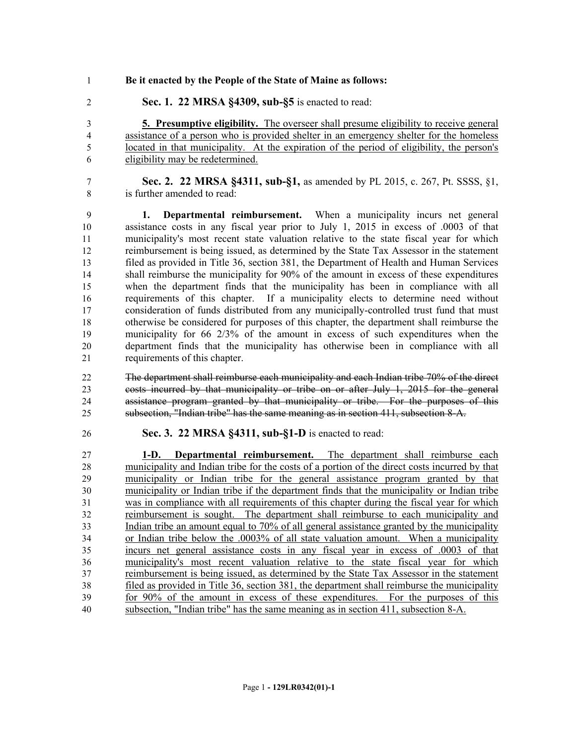**Be it enacted by the People of the State of Maine as follows:**

**Sec. 1. 22 MRSA §4309, sub-§5** is enacted to read:

**5. Presumptive eligibility.** The overseer shall presume eligibility to receive general assistance of a person who is provided shelter in an emergency shelter for the homeless located in that municipality. At the expiration of the period of eligibility, the person's eligibility may be redetermined.

**Sec. 2. 22 MRSA §4311, sub-§1,** as amended by PL 2015, c. 267, Pt. SSSS, §1, is further amended to read:

**1. Departmental reimbursement.** When a municipality incurs net general assistance costs in any fiscal year prior to July 1, 2015 in excess of .0003 of that municipality's most recent state valuation relative to the state fiscal year for which reimbursement is being issued, as determined by the State Tax Assessor in the statement filed as provided in Title 36, section 381, the Department of Health and Human Services shall reimburse the municipality for 90% of the amount in excess of these expenditures when the department finds that the municipality has been in compliance with all requirements of this chapter. If a municipality elects to determine need without consideration of funds distributed from any municipally-controlled trust fund that must otherwise be considered for purposes of this chapter, the department shall reimburse the municipality for 66 2/3% of the amount in excess of such expenditures when the department finds that the municipality has otherwise been in compliance with all requirements of this chapter.

~~The department shall reimburse each municipality and each Indian tribe 70% of the direct costs incurred by that municipality or tribe on or after July 1, 2015 for the general assistance program granted by that municipality or tribe. For the purposes of this subsection, "Indian tribe" has the same meaning as in section 411, subsection 8-A.~~

**Sec. 3. 22 MRSA §4311, sub-§1-D** is enacted to read:

**1-D. Departmental reimbursement.** The department shall reimburse each municipality and Indian tribe for the costs of a portion of the direct costs incurred by that municipality or Indian tribe for the general assistance program granted by that municipality or Indian tribe if the department finds that the municipality or Indian tribe was in compliance with all requirements of this chapter during the fiscal year for which reimbursement is sought. The department shall reimburse to each municipality and Indian tribe an amount equal to 70% of all general assistance granted by the municipality or Indian tribe below the .0003% of all state valuation amount. When a municipality incurs net general assistance costs in any fiscal year in excess of .0003 of that municipality's most recent valuation relative to the state fiscal year for which reimbursement is being issued, as determined by the State Tax Assessor in the statement filed as provided in Title 36, section 381, the department shall reimburse the municipality for 90% of the amount in excess of these expenditures. For the purposes of this subsection, "Indian tribe" has the same meaning as in section 411, subsection 8-A.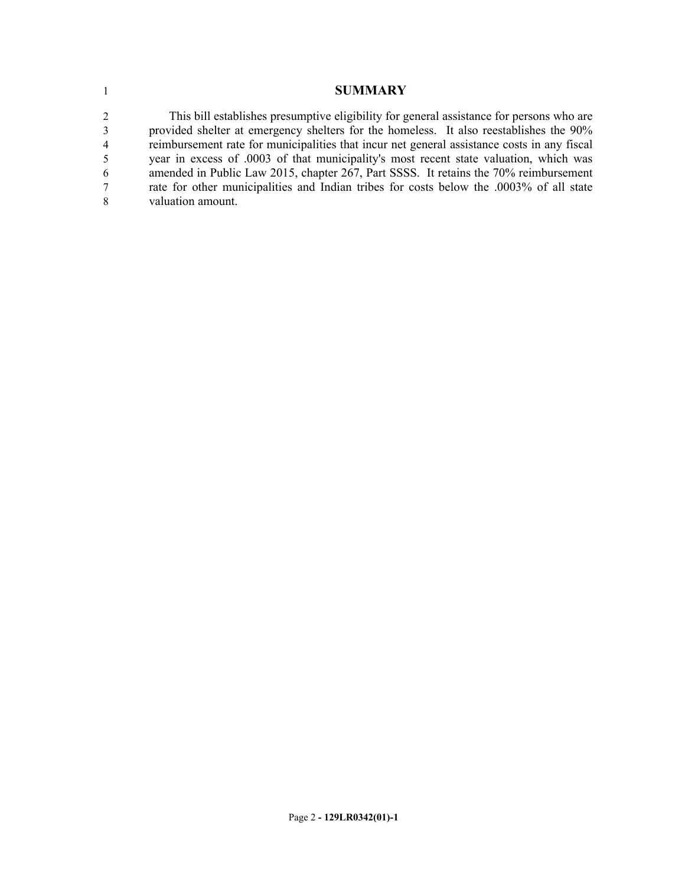## SUMMARY

This bill establishes presumptive eligibility for general assistance for persons who are provided shelter at emergency shelters for the homeless. It also reestablishes the 90% reimbursement rate for municipalities that incur net general assistance costs in any fiscal year in excess of .0003 of that municipality's most recent state valuation, which was amended in Public Law 2015, chapter 267, Part SSSS. It retains the 70% reimbursement rate for other municipalities and Indian tribes for costs below the .0003% of all state valuation amount.